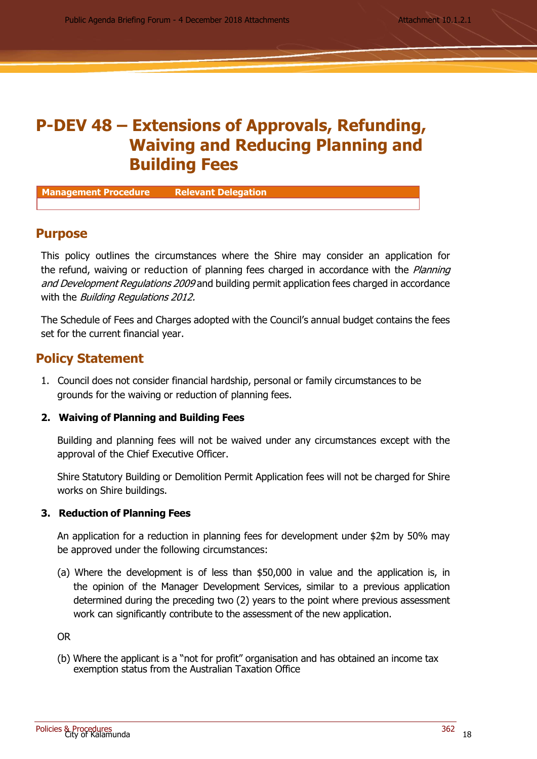# P-DEV 48 – Extensions of Approvals, Refunding, Waiving and Reducing Planning and Building Fees

| Management Procedure | Relevant Delegation |
|---|---|
| | |

## Purpose

This policy outlines the circumstances where the Shire may consider an application for the refund, waiving or reduction of planning fees charged in accordance with the *Planning and Development Regulations 2009* and building permit application fees charged in accordance with the *Building Regulations 2012.*

The Schedule of Fees and Charges adopted with the Council's annual budget contains the fees set for the current financial year.

## Policy Statement

1. Council does not consider financial hardship, personal or family circumstances to be grounds for the waiving or reduction of planning fees.

**2. Waiving of Planning and Building Fees**

Building and planning fees will not be waived under any circumstances except with the approval of the Chief Executive Officer.

Shire Statutory Building or Demolition Permit Application fees will not be charged for Shire works on Shire buildings.

**3. Reduction of Planning Fees**

An application for a reduction in planning fees for development under $2m by 50% may be approved under the following circumstances:

(a) Where the development is of less than $50,000 in value and the application is, in the opinion of the Manager Development Services, similar to a previous application determined during the preceding two (2) years to the point where previous assessment work can significantly contribute to the assessment of the new application.

OR

(b) Where the applicant is a "not for profit" organisation and has obtained an income tax exemption status from the Australian Taxation Office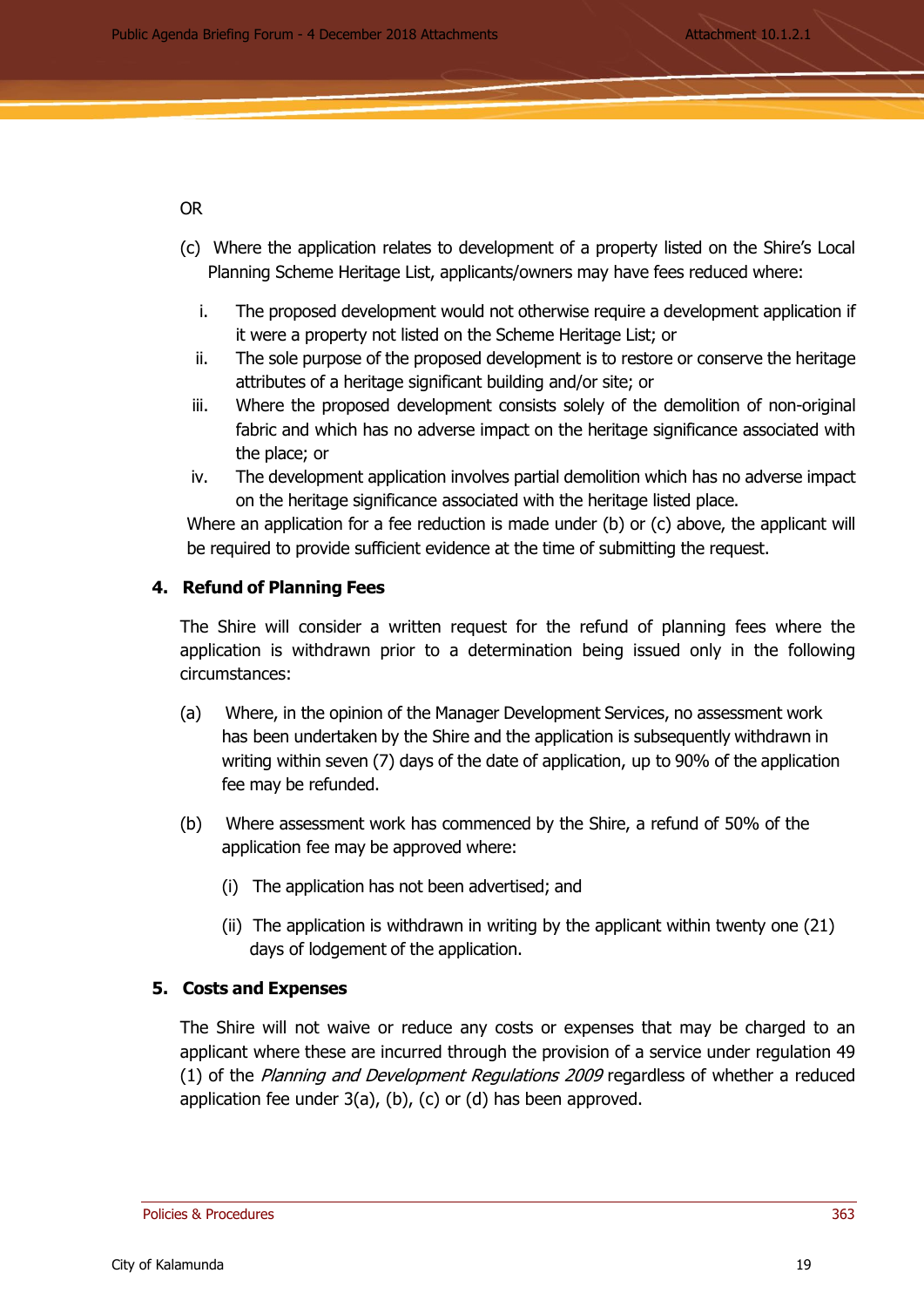OR

(c) Where the application relates to development of a property listed on the Shire's Local Planning Scheme Heritage List, applicants/owners may have fees reduced where:

   i. The proposed development would not otherwise require a development application if it were a property not listed on the Scheme Heritage List; or
   ii. The sole purpose of the proposed development is to restore or conserve the heritage attributes of a heritage significant building and/or site; or
   iii. Where the proposed development consists solely of the demolition of non-original fabric and which has no adverse impact on the heritage significance associated with the place; or
   iv. The development application involves partial demolition which has no adverse impact on the heritage significance associated with the heritage listed place.

Where an application for a fee reduction is made under (b) or (c) above, the applicant will be required to provide sufficient evidence at the time of submitting the request.

**4. Refund of Planning Fees**

The Shire will consider a written request for the refund of planning fees where the application is withdrawn prior to a determination being issued only in the following circumstances:

(a) Where, in the opinion of the Manager Development Services, no assessment work has been undertaken by the Shire and the application is subsequently withdrawn in writing within seven (7) days of the date of application, up to 90% of the application fee may be refunded.

(b) Where assessment work has commenced by the Shire, a refund of 50% of the application fee may be approved where:

   (i) The application has not been advertised; and

   (ii) The application is withdrawn in writing by the applicant within twenty one (21) days of lodgement of the application.

**5. Costs and Expenses**

The Shire will not waive or reduce any costs or expenses that may be charged to an applicant where these are incurred through the provision of a service under regulation 49 (1) of the *Planning and Development Regulations 2009* regardless of whether a reduced application fee under 3(a), (b), (c) or (d) has been approved.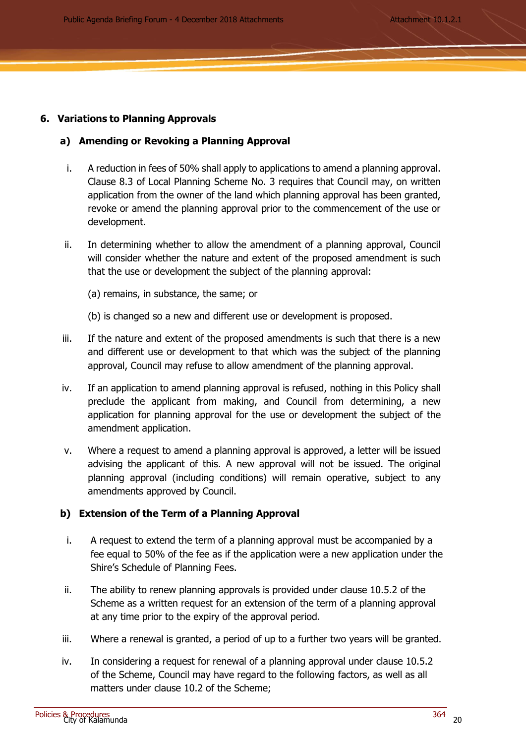## 6. Variations to Planning Approvals

### a) Amending or Revoking a Planning Approval

i. A reduction in fees of 50% shall apply to applications to amend a planning approval. Clause 8.3 of Local Planning Scheme No. 3 requires that Council may, on written application from the owner of the land which planning approval has been granted, revoke or amend the planning approval prior to the commencement of the use or development.

ii. In determining whether to allow the amendment of a planning approval, Council will consider whether the nature and extent of the proposed amendment is such that the use or development the subject of the planning approval:

(a) remains, in substance, the same; or

(b) is changed so a new and different use or development is proposed.

iii. If the nature and extent of the proposed amendments is such that there is a new and different use or development to that which was the subject of the planning approval, Council may refuse to allow amendment of the planning approval.

iv. If an application to amend planning approval is refused, nothing in this Policy shall preclude the applicant from making, and Council from determining, a new application for planning approval for the use or development the subject of the amendment application.

v. Where a request to amend a planning approval is approved, a letter will be issued advising the applicant of this. A new approval will not be issued. The original planning approval (including conditions) will remain operative, subject to any amendments approved by Council.

### b) Extension of the Term of a Planning Approval

i. A request to extend the term of a planning approval must be accompanied by a fee equal to 50% of the fee as if the application were a new application under the Shire's Schedule of Planning Fees.

ii. The ability to renew planning approvals is provided under clause 10.5.2 of the Scheme as a written request for an extension of the term of a planning approval at any time prior to the expiry of the approval period.

iii. Where a renewal is granted, a period of up to a further two years will be granted.

iv. In considering a request for renewal of a planning approval under clause 10.5.2 of the Scheme, Council may have regard to the following factors, as well as all matters under clause 10.2 of the Scheme;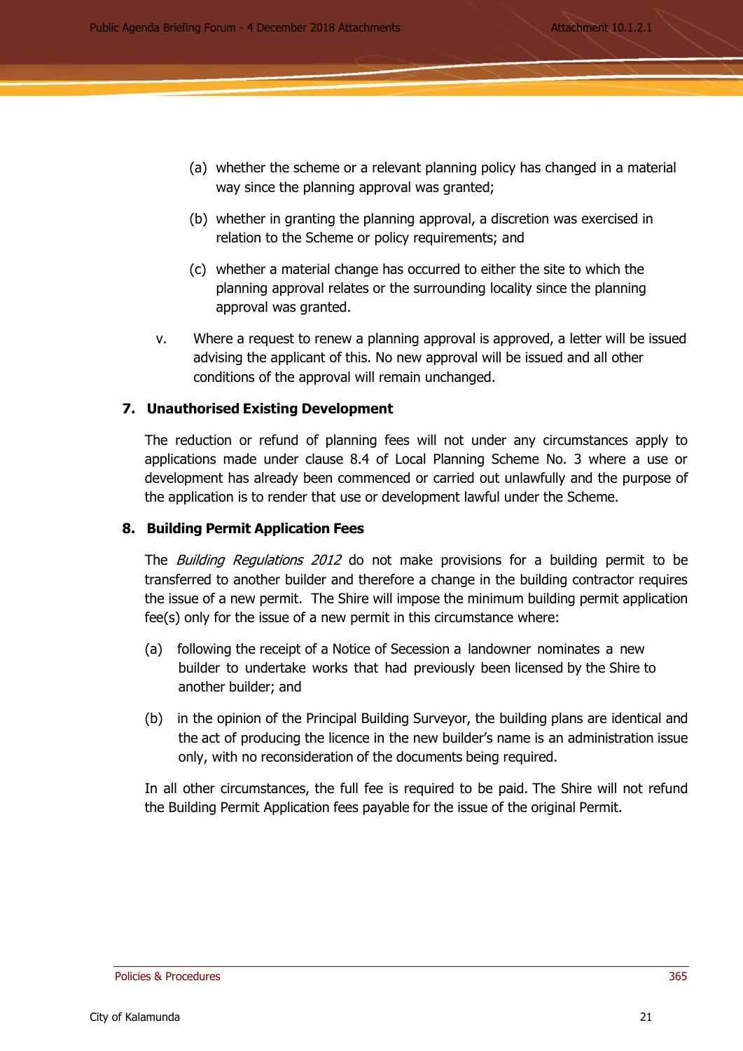(a) whether the scheme or a relevant planning policy has changed in a material way since the planning approval was granted;

(b) whether in granting the planning approval, a discretion was exercised in relation to the Scheme or policy requirements; and

(c) whether a material change has occurred to either the site to which the planning approval relates or the surrounding locality since the planning approval was granted.

v. Where a request to renew a planning approval is approved, a letter will be issued advising the applicant of this. No new approval will be issued and all other conditions of the approval will remain unchanged.

**7. Unauthorised Existing Development**

The reduction or refund of planning fees will not under any circumstances apply to applications made under clause 8.4 of Local Planning Scheme No. 3 where a use or development has already been commenced or carried out unlawfully and the purpose of the application is to render that use or development lawful under the Scheme.

**8. Building Permit Application Fees**

The *Building Regulations 2012* do not make provisions for a building permit to be transferred to another builder and therefore a change in the building contractor requires the issue of a new permit. The Shire will impose the minimum building permit application fee(s) only for the issue of a new permit in this circumstance where:

(a) following the receipt of a Notice of Secession a landowner nominates a new builder to undertake works that had previously been licensed by the Shire to another builder; and

(b) in the opinion of the Principal Building Surveyor, the building plans are identical and the act of producing the licence in the new builder's name is an administration issue only, with no reconsideration of the documents being required.

In all other circumstances, the full fee is required to be paid. The Shire will not refund the Building Permit Application fees payable for the issue of the original Permit.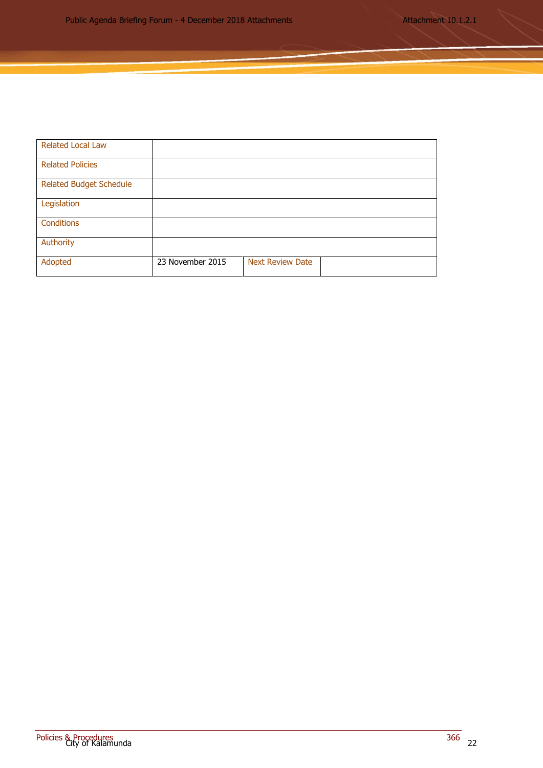| | | | |
|---|---|---|---|
| Related Local Law | | | |
| Related Policies | | | |
| Related Budget Schedule | | | |
| Legislation | | | |
| Conditions | | | |
| Authority | | | |
| Adopted | 23 November 2015 | Next Review Date | |